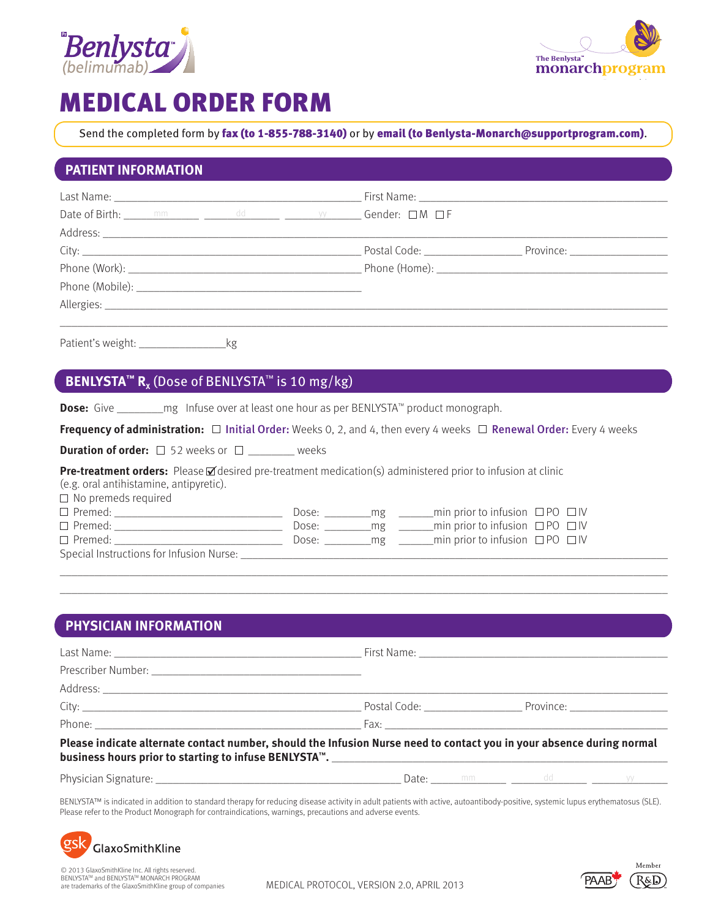Benlysta™ (belimumab)

The Benlysta™ monarch program

# MEDICAL ORDER FORM

Send the completed form by **fax (to 1-855-788-3140)** or by **email (to Benlysta-Monarch@supportprogram.com)**.

## PATIENT INFORMATION

Last Name: ________________________ First Name: ________________________

Date of Birth: ____mm____ ____dd____ ____yy____ Gender: ☐ M ☐ F

Address: ________________________________________________

City: ________________________ Postal Code: ____________ Province: ____________

Phone (Work): ________________________ Phone (Home): ________________________

Phone (Mobile): ________________________

Allergies: ________________________________________________

________________________________________________

Patient's weight: ____________kg

## BENLYSTA™ $R_x$ (Dose of BENLYSTA™ is 10 mg/kg)

**Dose:** Give ________mg Infuse over at least one hour as per BENLYSTA™ product monograph.

**Frequency of administration:** ☐ **Initial Order:** Weeks 0, 2, and 4, then every 4 weeks ☐ **Renewal Order:** Every 4 weeks

**Duration of order:** ☐ 52 weeks or ☐ ________ weeks

**Pre-treatment orders:** Please ☑ desired pre-treatment medication(s) administered prior to infusion at clinic (e.g. oral antihistamine, antipyretic).

☐ No premeds required

☐ Premed: ____________________ Dose: ________mg ______min prior to infusion ☐ PO ☐ IV

☐ Premed: ____________________ Dose: ________mg ______min prior to infusion ☐ PO ☐ IV

☐ Premed: ____________________ Dose: ________mg ______min prior to infusion ☐ PO ☐ IV

Special Instructions for Infusion Nurse: ________________________________________________

________________________________________________

________________________________________________

## PHYSICIAN INFORMATION

Last Name: ________________________ First Name: ________________________

Prescriber Number: ________________________

Address: ________________________________________________

City: ________________________ Postal Code: ____________ Province: ____________

Phone: ________________________ Fax: ________________________

**Please indicate alternate contact number, should the Infusion Nurse need to contact you in your absence during normal business hours prior to starting to infuse BENLYSTA™.** ________________________

Physician Signature: ________________________ Date: ____mm____ ____dd____ ____yy____

BENLYSTA™ is indicated in addition to standard therapy for reducing disease activity in adult patients with active, autoantibody-positive, systemic lupus erythematosus (SLE). Please refer to the Product Monograph for contraindications, warnings, precautions and adverse events.

GlaxoSmithKline

© 2013 GlaxoSmithKline Inc. All rights reserved. BENLYSTA™ and BENLYSTA™ MONARCH PROGRAM are trademarks of the GlaxoSmithKline group of companies

MEDICAL PROTOCOL, VERSION 2.0, APRIL 2013

PAAB Member R&D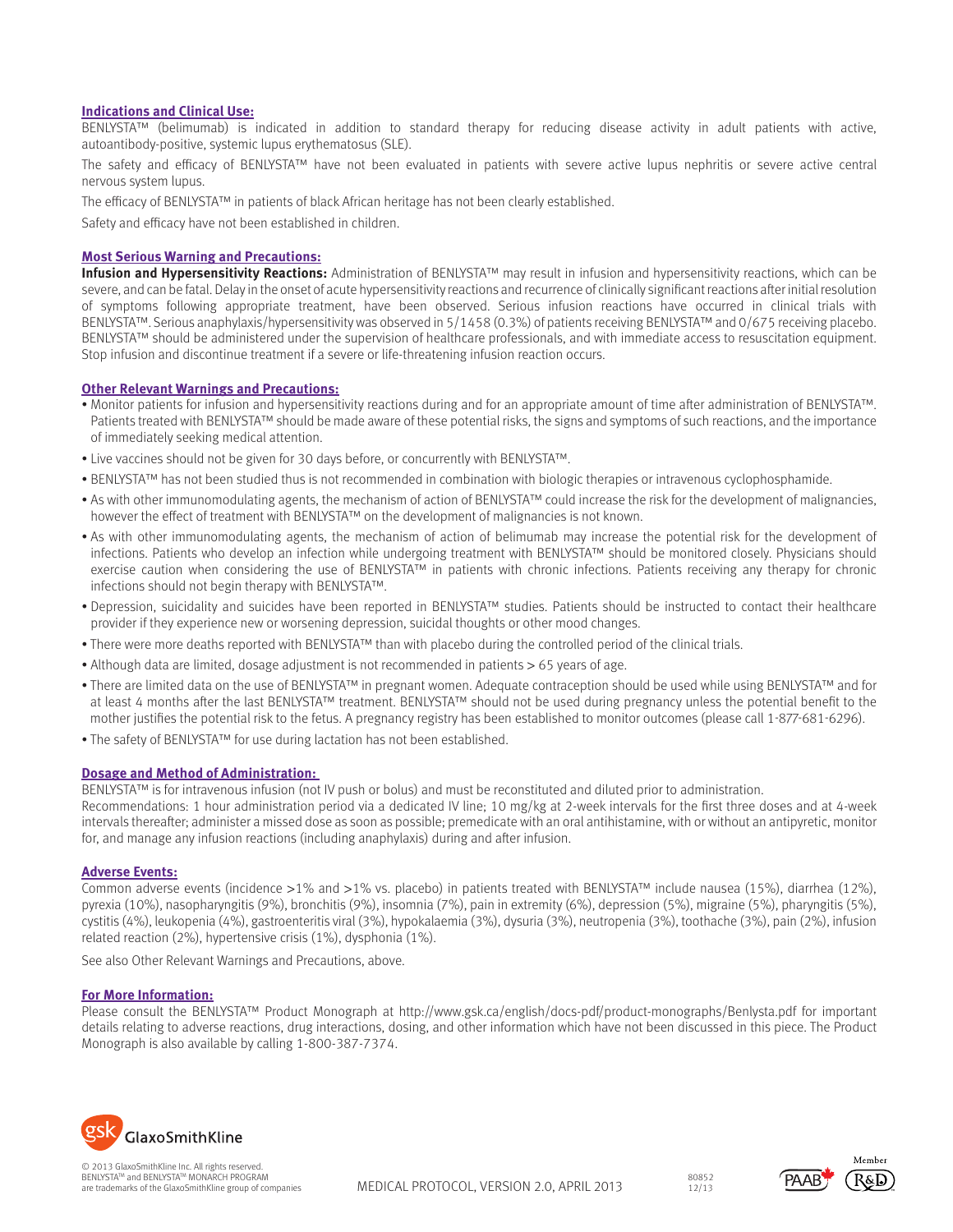## Indications and Clinical Use:

BENLYSTA™ (belimumab) is indicated in addition to standard therapy for reducing disease activity in adult patients with active, autoantibody-positive, systemic lupus erythematosus (SLE).

The safety and efficacy of BENLYSTA™ have not been evaluated in patients with severe active lupus nephritis or severe active central nervous system lupus.

The efficacy of BENLYSTA™ in patients of black African heritage has not been clearly established.

Safety and efficacy have not been established in children.

## Most Serious Warning and Precautions:

**Infusion and Hypersensitivity Reactions:** Administration of BENLYSTA™ may result in infusion and hypersensitivity reactions, which can be severe, and can be fatal. Delay in the onset of acute hypersensitivity reactions and recurrence of clinically significant reactions after initial resolution of symptoms following appropriate treatment, have been observed. Serious infusion reactions have occurred in clinical trials with BENLYSTA™. Serious anaphylaxis/hypersensitivity was observed in 5/1458 (0.3%) of patients receiving BENLYSTA™ and 0/675 receiving placebo. BENLYSTA™ should be administered under the supervision of healthcare professionals, and with immediate access to resuscitation equipment. Stop infusion and discontinue treatment if a severe or life-threatening infusion reaction occurs.

## Other Relevant Warnings and Precautions:

- Monitor patients for infusion and hypersensitivity reactions during and for an appropriate amount of time after administration of BENLYSTA™. Patients treated with BENLYSTA™ should be made aware of these potential risks, the signs and symptoms of such reactions, and the importance of immediately seeking medical attention.
- Live vaccines should not be given for 30 days before, or concurrently with BENLYSTA™.
- BENLYSTA™ has not been studied thus is not recommended in combination with biologic therapies or intravenous cyclophosphamide.
- As with other immunomodulating agents, the mechanism of action of BENLYSTA™ could increase the risk for the development of malignancies, however the effect of treatment with BENLYSTA™ on the development of malignancies is not known.
- As with other immunomodulating agents, the mechanism of action of belimumab may increase the potential risk for the development of infections. Patients who develop an infection while undergoing treatment with BENLYSTA™ should be monitored closely. Physicians should exercise caution when considering the use of BENLYSTA™ in patients with chronic infections. Patients receiving any therapy for chronic infections should not begin therapy with BENLYSTA™.
- Depression, suicidality and suicides have been reported in BENLYSTA™ studies. Patients should be instructed to contact their healthcare provider if they experience new or worsening depression, suicidal thoughts or other mood changes.
- There were more deaths reported with BENLYSTA™ than with placebo during the controlled period of the clinical trials.
- Although data are limited, dosage adjustment is not recommended in patients > 65 years of age.
- There are limited data on the use of BENLYSTA™ in pregnant women. Adequate contraception should be used while using BENLYSTA™ and for at least 4 months after the last BENLYSTA™ treatment. BENLYSTA™ should not be used during pregnancy unless the potential benefit to the mother justifies the potential risk to the fetus. A pregnancy registry has been established to monitor outcomes (please call 1-877-681-6296).
- The safety of BENLYSTA™ for use during lactation has not been established.

## Dosage and Method of Administration:

BENLYSTA™ is for intravenous infusion (not IV push or bolus) and must be reconstituted and diluted prior to administration.

Recommendations: 1 hour administration period via a dedicated IV line; 10 mg/kg at 2-week intervals for the first three doses and at 4-week intervals thereafter; administer a missed dose as soon as possible; premedicate with an oral antihistamine, with or without an antipyretic, monitor for, and manage any infusion reactions (including anaphylaxis) during and after infusion.

## Adverse Events:

Common adverse events (incidence >1% and >1% vs. placebo) in patients treated with BENLYSTA™ include nausea (15%), diarrhea (12%), pyrexia (10%), nasopharyngitis (9%), bronchitis (9%), insomnia (7%), pain in extremity (6%), depression (5%), migraine (5%), pharyngitis (5%), cystitis (4%), leukopenia (4%), gastroenteritis viral (3%), hypokalaemia (3%), dysuria (3%), neutropenia (3%), toothache (3%), pain (2%), infusion related reaction (2%), hypertensive crisis (1%), dysphonia (1%).

See also Other Relevant Warnings and Precautions, above.

## For More Information:

Please consult the BENLYSTA™ Product Monograph at http://www.gsk.ca/english/docs-pdf/product-monographs/Benlysta.pdf for important details relating to adverse reactions, drug interactions, dosing, and other information which have not been discussed in this piece. The Product Monograph is also available by calling 1-800-387-7374.

GlaxoSmithKline

© 2013 GlaxoSmithKline Inc. All rights reserved.
BENLYSTA™ and BENLYSTA™ MONARCH PROGRAM are trademarks of the GlaxoSmithKline group of companies

MEDICAL PROTOCOL, VERSION 2.0, APRIL 2013

80852
12/13

PAAB Member R&D